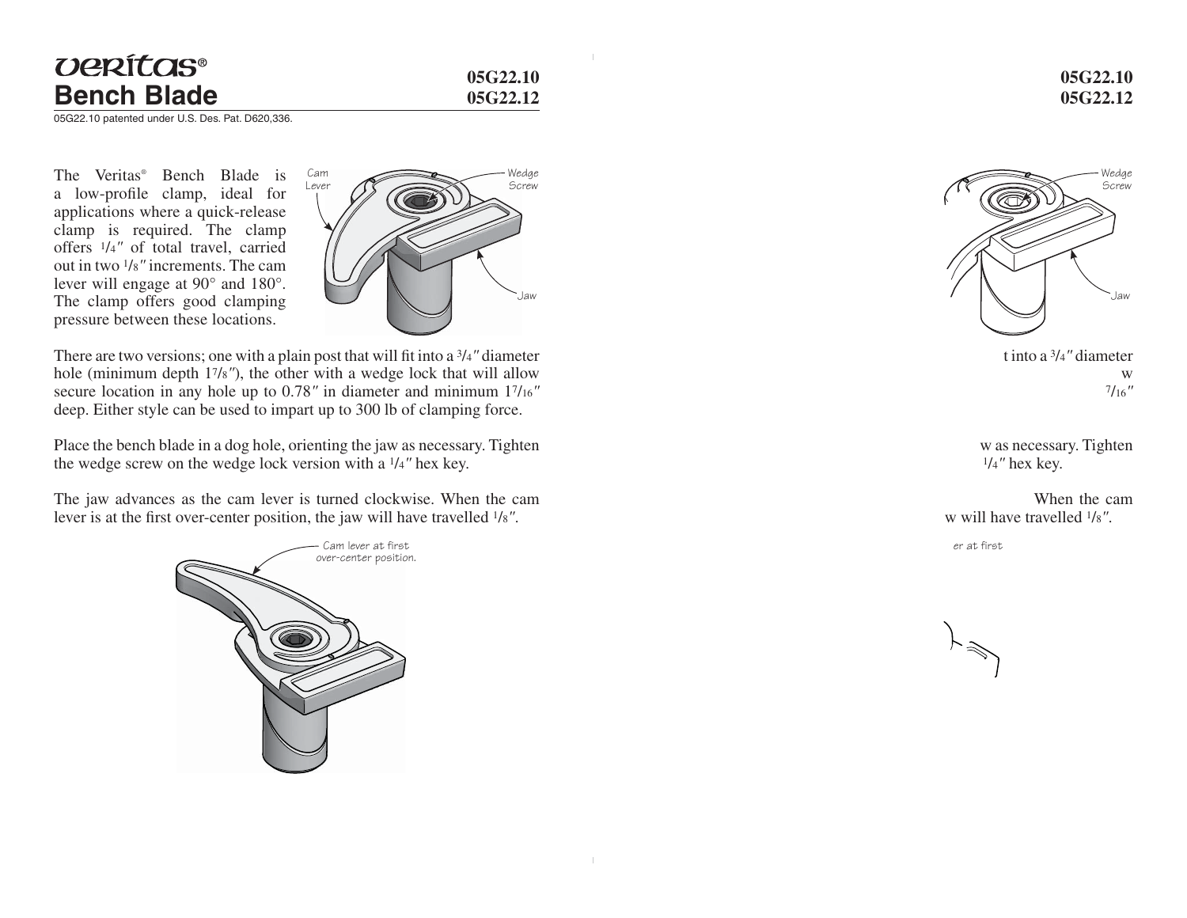# Veritas® Bench Blade

05G22.10
05G22.12

05G22.10 patented under U.S. Des. Pat. D620,336.

The Veritas® Bench Blade is a low-profile clamp, ideal for applications where a quick-release clamp is required. The clamp offers 1/4″ of total travel, carried out in two 1/8″ increments. The cam lever will engage at 90° and 180°. The clamp offers good clamping pressure between these locations.

There are two versions; one with a plain post that will fit into a 3/4″ diameter hole (minimum depth 17/8″), the other with a wedge lock that will allow secure location in any hole up to 0.78″ in diameter and minimum 17/16″ deep. Either style can be used to impart up to 300 lb of clamping force.

Place the bench blade in a dog hole, orienting the jaw as necessary. Tighten the wedge screw on the wedge lock version with a 1/4″ hex key.

The jaw advances as the cam lever is turned clockwise. When the cam lever is at the first over-center position, the jaw will have travelled 1/8″.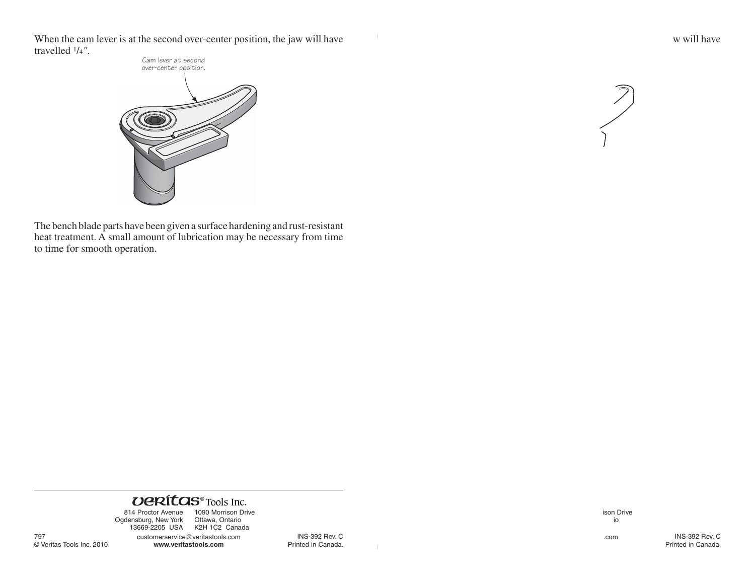When the cam lever is at the second over-center position, the jaw will have travelled 1/4″.

Cam lever at second over-center position.

The bench blade parts have been given a surface hardening and rust-resistant heat treatment. A small amount of lubrication may be necessary from time to time for smooth operation.

---

**Veritas® Tools Inc.**

814 Proctor Avenue
Ogdensburg, New York
13669-2205 USA

1090 Morrison Drive
Ottawa, Ontario
K2H 1C2 Canada

customerservice@veritastools.com
**www.veritastools.com**

797
© Veritas Tools Inc. 2010

INS-392 Rev. C
Printed in Canada.